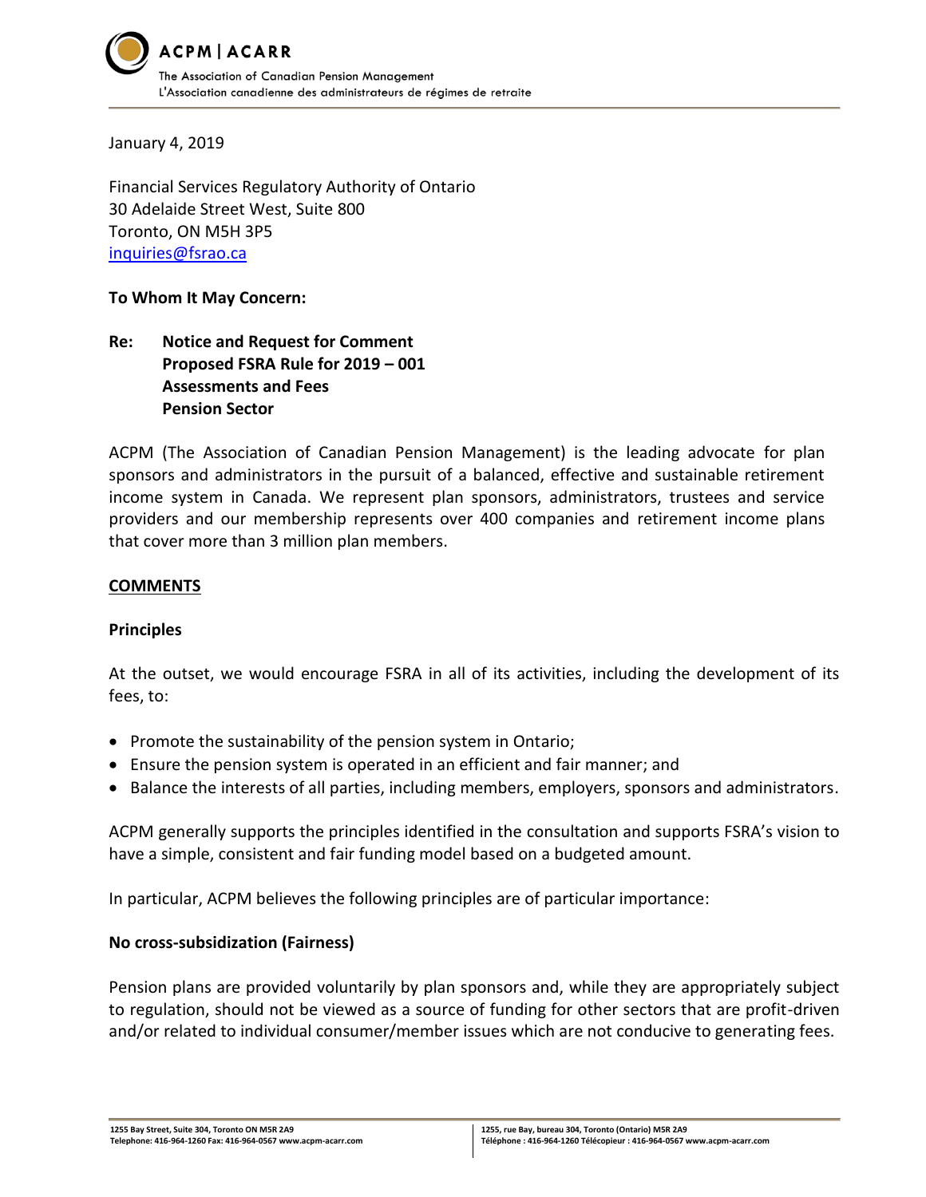ACPM | ACARR

The Association of Canadian Pension Management
L'Association canadienne des administrateurs de régimes de retraite

January 4, 2019

Financial Services Regulatory Authority of Ontario
30 Adelaide Street West, Suite 800
Toronto, ON M5H 3P5
inquiries@fsrao.ca

**To Whom It May Concern:**

**Re: Notice and Request for Comment**
**Proposed FSRA Rule for 2019 – 001**
**Assessments and Fees**
**Pension Sector**

ACPM (The Association of Canadian Pension Management) is the leading advocate for plan sponsors and administrators in the pursuit of a balanced, effective and sustainable retirement income system in Canada. We represent plan sponsors, administrators, trustees and service providers and our membership represents over 400 companies and retirement income plans that cover more than 3 million plan members.

## COMMENTS

### Principles

At the outset, we would encourage FSRA in all of its activities, including the development of its fees, to:

- Promote the sustainability of the pension system in Ontario;
- Ensure the pension system is operated in an efficient and fair manner; and
- Balance the interests of all parties, including members, employers, sponsors and administrators.

ACPM generally supports the principles identified in the consultation and supports FSRA's vision to have a simple, consistent and fair funding model based on a budgeted amount.

In particular, ACPM believes the following principles are of particular importance:

### No cross-subsidization (Fairness)

Pension plans are provided voluntarily by plan sponsors and, while they are appropriately subject to regulation, should not be viewed as a source of funding for other sectors that are profit-driven and/or related to individual consumer/member issues which are not conducive to generating fees.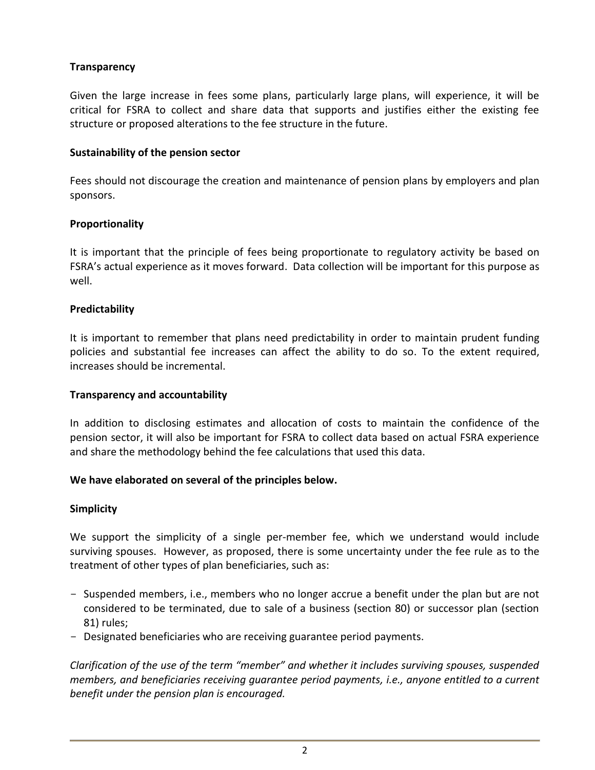**Transparency**

Given the large increase in fees some plans, particularly large plans, will experience, it will be critical for FSRA to collect and share data that supports and justifies either the existing fee structure or proposed alterations to the fee structure in the future.

**Sustainability of the pension sector**

Fees should not discourage the creation and maintenance of pension plans by employers and plan sponsors.

**Proportionality**

It is important that the principle of fees being proportionate to regulatory activity be based on FSRA's actual experience as it moves forward. Data collection will be important for this purpose as well.

**Predictability**

It is important to remember that plans need predictability in order to maintain prudent funding policies and substantial fee increases can affect the ability to do so. To the extent required, increases should be incremental.

**Transparency and accountability**

In addition to disclosing estimates and allocation of costs to maintain the confidence of the pension sector, it will also be important for FSRA to collect data based on actual FSRA experience and share the methodology behind the fee calculations that used this data.

**We have elaborated on several of the principles below.**

**Simplicity**

We support the simplicity of a single per-member fee, which we understand would include surviving spouses. However, as proposed, there is some uncertainty under the fee rule as to the treatment of other types of plan beneficiaries, such as:

- Suspended members, i.e., members who no longer accrue a benefit under the plan but are not considered to be terminated, due to sale of a business (section 80) or successor plan (section 81) rules;
- Designated beneficiaries who are receiving guarantee period payments.

*Clarification of the use of the term "member" and whether it includes surviving spouses, suspended members, and beneficiaries receiving guarantee period payments, i.e., anyone entitled to a current benefit under the pension plan is encouraged.*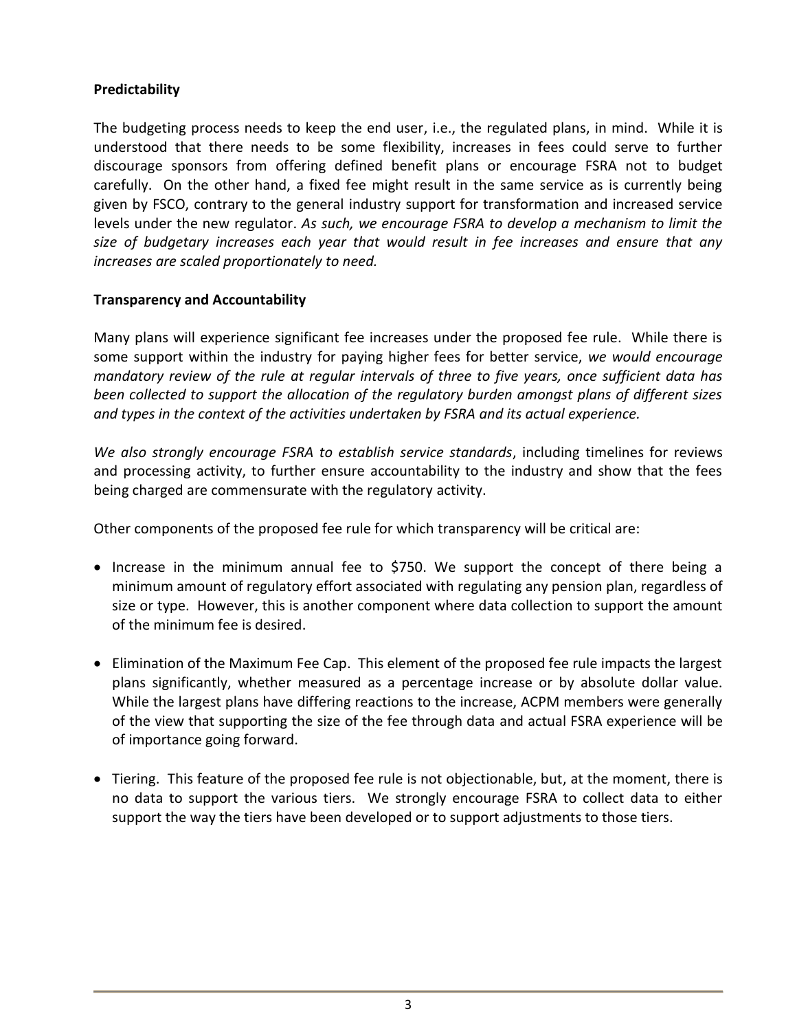**Predictability**

The budgeting process needs to keep the end user, i.e., the regulated plans, in mind. While it is understood that there needs to be some flexibility, increases in fees could serve to further discourage sponsors from offering defined benefit plans or encourage FSRA not to budget carefully. On the other hand, a fixed fee might result in the same service as is currently being given by FSCO, contrary to the general industry support for transformation and increased service levels under the new regulator. *As such, we encourage FSRA to develop a mechanism to limit the size of budgetary increases each year that would result in fee increases and ensure that any increases are scaled proportionately to need.*

**Transparency and Accountability**

Many plans will experience significant fee increases under the proposed fee rule. While there is some support within the industry for paying higher fees for better service, *we would encourage mandatory review of the rule at regular intervals of three to five years, once sufficient data has been collected to support the allocation of the regulatory burden amongst plans of different sizes and types in the context of the activities undertaken by FSRA and its actual experience.*

*We also strongly encourage FSRA to establish service standards*, including timelines for reviews and processing activity, to further ensure accountability to the industry and show that the fees being charged are commensurate with the regulatory activity.

Other components of the proposed fee rule for which transparency will be critical are:

- Increase in the minimum annual fee to $750. We support the concept of there being a minimum amount of regulatory effort associated with regulating any pension plan, regardless of size or type. However, this is another component where data collection to support the amount of the minimum fee is desired.
- Elimination of the Maximum Fee Cap. This element of the proposed fee rule impacts the largest plans significantly, whether measured as a percentage increase or by absolute dollar value. While the largest plans have differing reactions to the increase, ACPM members were generally of the view that supporting the size of the fee through data and actual FSRA experience will be of importance going forward.
- Tiering. This feature of the proposed fee rule is not objectionable, but, at the moment, there is no data to support the various tiers. We strongly encourage FSRA to collect data to either support the way the tiers have been developed or to support adjustments to those tiers.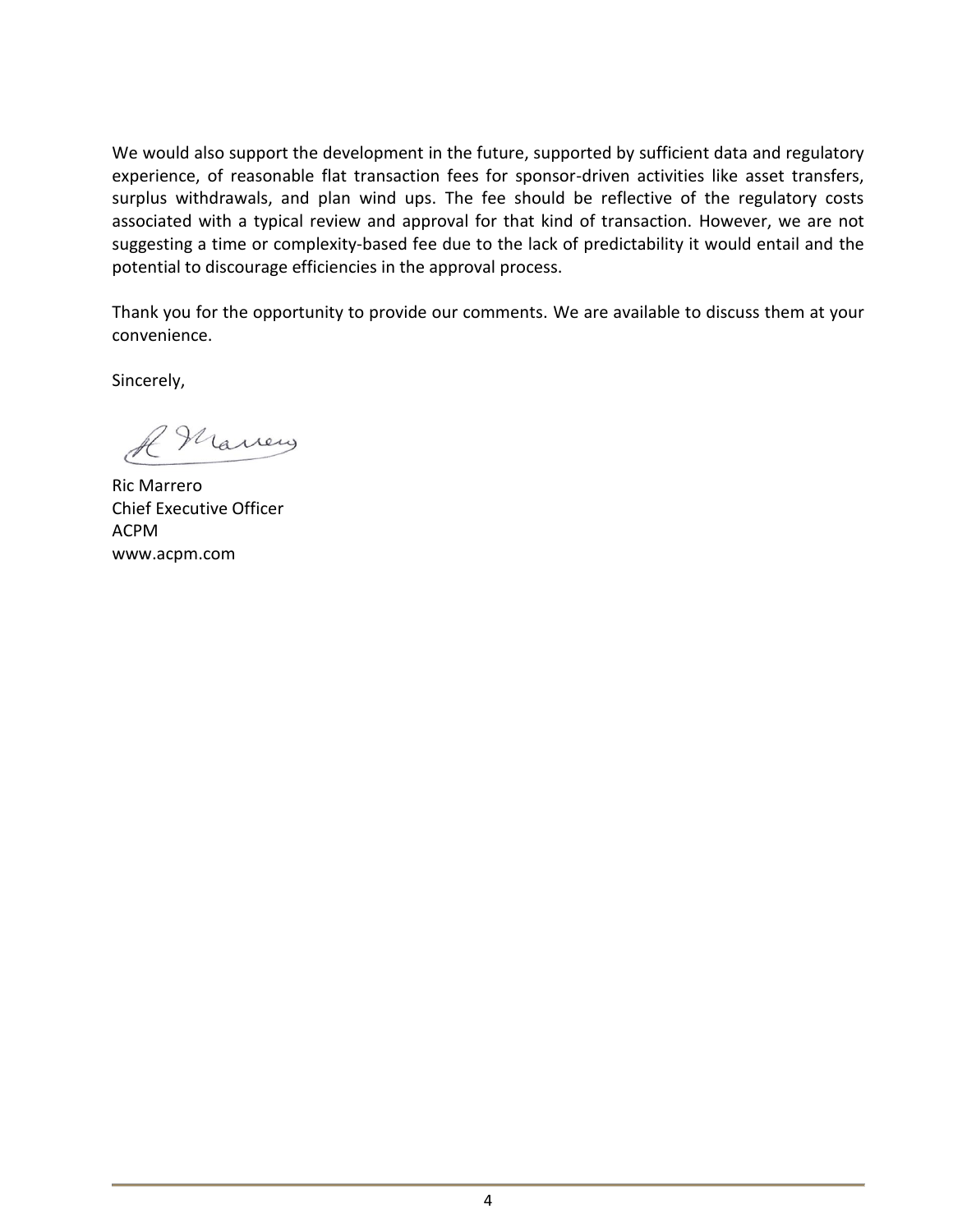We would also support the development in the future, supported by sufficient data and regulatory experience, of reasonable flat transaction fees for sponsor-driven activities like asset transfers, surplus withdrawals, and plan wind ups. The fee should be reflective of the regulatory costs associated with a typical review and approval for that kind of transaction. However, we are not suggesting a time or complexity-based fee due to the lack of predictability it would entail and the potential to discourage efficiencies in the approval process.

Thank you for the opportunity to provide our comments. We are available to discuss them at your convenience.

Sincerely,

Ric Marrero
Chief Executive Officer
ACPM
www.acpm.com